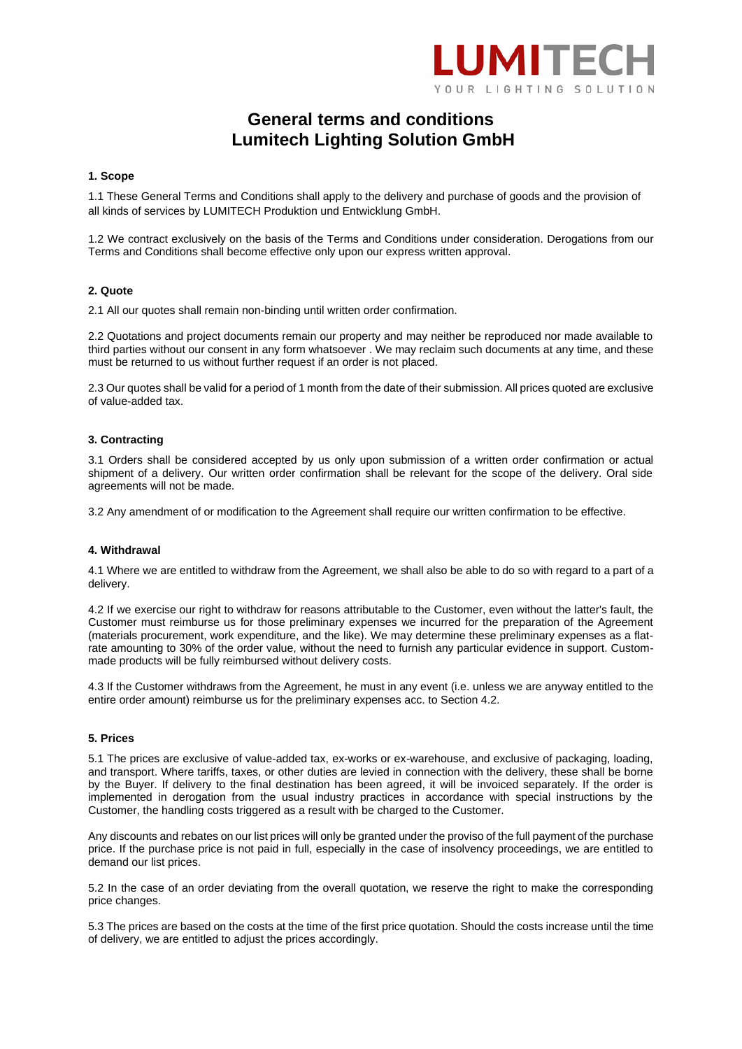LUMITECH
YOUR LIGHTING SOLUTION

# General terms and conditions
# Lumitech Lighting Solution GmbH

**1. Scope**

1.1 These General Terms and Conditions shall apply to the delivery and purchase of goods and the provision of all kinds of services by LUMITECH Produktion und Entwicklung GmbH.

1.2 We contract exclusively on the basis of the Terms and Conditions under consideration. Derogations from our Terms and Conditions shall become effective only upon our express written approval.

**2. Quote**

2.1 All our quotes shall remain non-binding until written order confirmation.

2.2 Quotations and project documents remain our property and may neither be reproduced nor made available to third parties without our consent in any form whatsoever . We may reclaim such documents at any time, and these must be returned to us without further request if an order is not placed.

2.3 Our quotes shall be valid for a period of 1 month from the date of their submission. All prices quoted are exclusive of value-added tax.

**3. Contracting**

3.1 Orders shall be considered accepted by us only upon submission of a written order confirmation or actual shipment of a delivery. Our written order confirmation shall be relevant for the scope of the delivery. Oral side agreements will not be made.

3.2 Any amendment of or modification to the Agreement shall require our written confirmation to be effective.

**4. Withdrawal**

4.1 Where we are entitled to withdraw from the Agreement, we shall also be able to do so with regard to a part of a delivery.

4.2 If we exercise our right to withdraw for reasons attributable to the Customer, even without the latter's fault, the Customer must reimburse us for those preliminary expenses we incurred for the preparation of the Agreement (materials procurement, work expenditure, and the like). We may determine these preliminary expenses as a flat-rate amounting to 30% of the order value, without the need to furnish any particular evidence in support. Custom-made products will be fully reimbursed without delivery costs.

4.3 If the Customer withdraws from the Agreement, he must in any event (i.e. unless we are anyway entitled to the entire order amount) reimburse us for the preliminary expenses acc. to Section 4.2.

**5. Prices**

5.1 The prices are exclusive of value-added tax, ex-works or ex-warehouse, and exclusive of packaging, loading, and transport. Where tariffs, taxes, or other duties are levied in connection with the delivery, these shall be borne by the Buyer. If delivery to the final destination has been agreed, it will be invoiced separately. If the order is implemented in derogation from the usual industry practices in accordance with special instructions by the Customer, the handling costs triggered as a result with be charged to the Customer.

Any discounts and rebates on our list prices will only be granted under the proviso of the full payment of the purchase price. If the purchase price is not paid in full, especially in the case of insolvency proceedings, we are entitled to demand our list prices.

5.2 In the case of an order deviating from the overall quotation, we reserve the right to make the corresponding price changes.

5.3 The prices are based on the costs at the time of the first price quotation. Should the costs increase until the time of delivery, we are entitled to adjust the prices accordingly.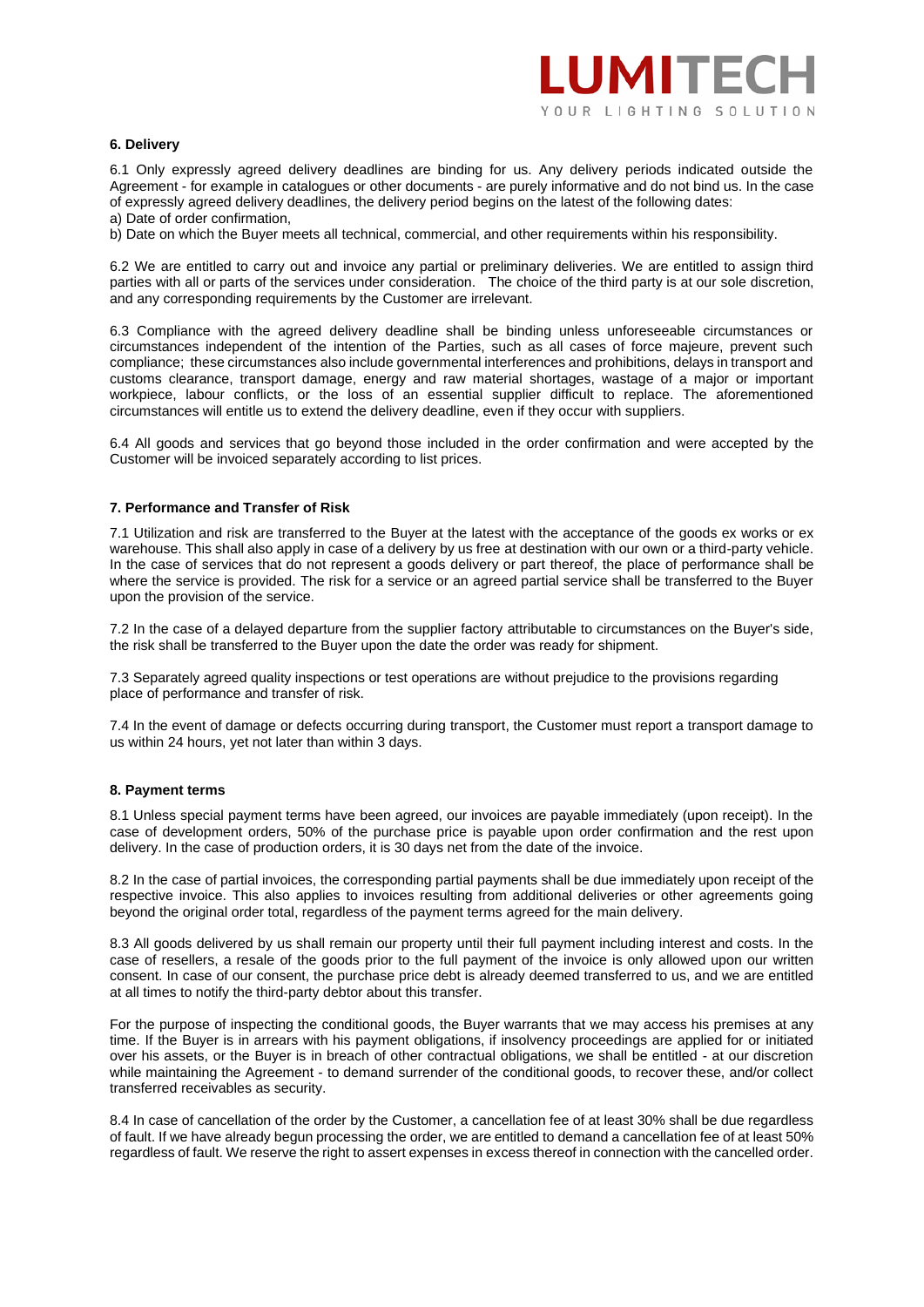### 6. Delivery

6.1 Only expressly agreed delivery deadlines are binding for us. Any delivery periods indicated outside the Agreement - for example in catalogues or other documents - are purely informative and do not bind us. In the case of expressly agreed delivery deadlines, the delivery period begins on the latest of the following dates:
a) Date of order confirmation,
b) Date on which the Buyer meets all technical, commercial, and other requirements within his responsibility.

6.2 We are entitled to carry out and invoice any partial or preliminary deliveries. We are entitled to assign third parties with all or parts of the services under consideration. The choice of the third party is at our sole discretion, and any corresponding requirements by the Customer are irrelevant.

6.3 Compliance with the agreed delivery deadline shall be binding unless unforeseeable circumstances or circumstances independent of the intention of the Parties, such as all cases of force majeure, prevent such compliance; these circumstances also include governmental interferences and prohibitions, delays in transport and customs clearance, transport damage, energy and raw material shortages, wastage of a major or important workpiece, labour conflicts, or the loss of an essential supplier difficult to replace. The aforementioned circumstances will entitle us to extend the delivery deadline, even if they occur with suppliers.

6.4 All goods and services that go beyond those included in the order confirmation and were accepted by the Customer will be invoiced separately according to list prices.

### 7. Performance and Transfer of Risk

7.1 Utilization and risk are transferred to the Buyer at the latest with the acceptance of the goods ex works or ex warehouse. This shall also apply in case of a delivery by us free at destination with our own or a third-party vehicle. In the case of services that do not represent a goods delivery or part thereof, the place of performance shall be where the service is provided. The risk for a service or an agreed partial service shall be transferred to the Buyer upon the provision of the service.

7.2 In the case of a delayed departure from the supplier factory attributable to circumstances on the Buyer's side, the risk shall be transferred to the Buyer upon the date the order was ready for shipment.

7.3 Separately agreed quality inspections or test operations are without prejudice to the provisions regarding place of performance and transfer of risk.

7.4 In the event of damage or defects occurring during transport, the Customer must report a transport damage to us within 24 hours, yet not later than within 3 days.

### 8. Payment terms

8.1 Unless special payment terms have been agreed, our invoices are payable immediately (upon receipt). In the case of development orders, 50% of the purchase price is payable upon order confirmation and the rest upon delivery. In the case of production orders, it is 30 days net from the date of the invoice.

8.2 In the case of partial invoices, the corresponding partial payments shall be due immediately upon receipt of the respective invoice. This also applies to invoices resulting from additional deliveries or other agreements going beyond the original order total, regardless of the payment terms agreed for the main delivery.

8.3 All goods delivered by us shall remain our property until their full payment including interest and costs. In the case of resellers, a resale of the goods prior to the full payment of the invoice is only allowed upon our written consent. In case of our consent, the purchase price debt is already deemed transferred to us, and we are entitled at all times to notify the third-party debtor about this transfer.

For the purpose of inspecting the conditional goods, the Buyer warrants that we may access his premises at any time. If the Buyer is in arrears with his payment obligations, if insolvency proceedings are applied for or initiated over his assets, or the Buyer is in breach of other contractual obligations, we shall be entitled - at our discretion while maintaining the Agreement - to demand surrender of the conditional goods, to recover these, and/or collect transferred receivables as security.

8.4 In case of cancellation of the order by the Customer, a cancellation fee of at least 30% shall be due regardless of fault. If we have already begun processing the order, we are entitled to demand a cancellation fee of at least 50% regardless of fault. We reserve the right to assert expenses in excess thereof in connection with the cancelled order.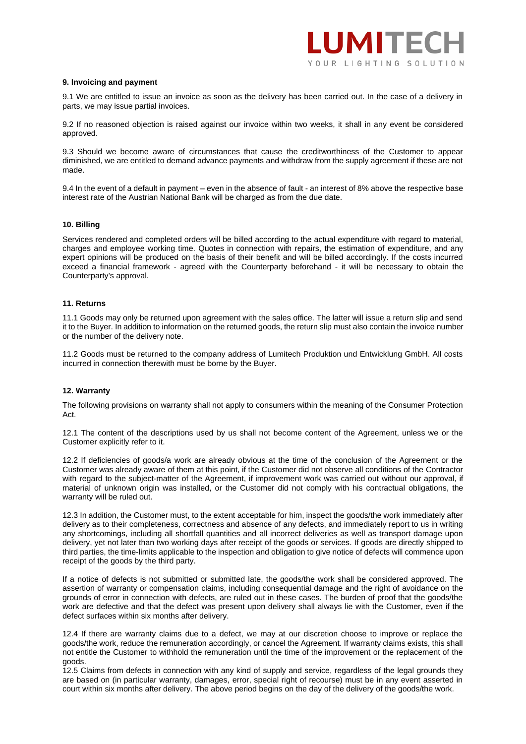### 9. Invoicing and payment

9.1 We are entitled to issue an invoice as soon as the delivery has been carried out. In the case of a delivery in parts, we may issue partial invoices.

9.2 If no reasoned objection is raised against our invoice within two weeks, it shall in any event be considered approved.

9.3 Should we become aware of circumstances that cause the creditworthiness of the Customer to appear diminished, we are entitled to demand advance payments and withdraw from the supply agreement if these are not made.

9.4 In the event of a default in payment – even in the absence of fault - an interest of 8% above the respective base interest rate of the Austrian National Bank will be charged as from the due date.

### 10. Billing

Services rendered and completed orders will be billed according to the actual expenditure with regard to material, charges and employee working time. Quotes in connection with repairs, the estimation of expenditure, and any expert opinions will be produced on the basis of their benefit and will be billed accordingly. If the costs incurred exceed a financial framework - agreed with the Counterparty beforehand - it will be necessary to obtain the Counterparty's approval.

### 11. Returns

11.1 Goods may only be returned upon agreement with the sales office. The latter will issue a return slip and send it to the Buyer. In addition to information on the returned goods, the return slip must also contain the invoice number or the number of the delivery note.

11.2 Goods must be returned to the company address of Lumitech Produktion und Entwicklung GmbH. All costs incurred in connection therewith must be borne by the Buyer.

### 12. Warranty

The following provisions on warranty shall not apply to consumers within the meaning of the Consumer Protection Act.

12.1 The content of the descriptions used by us shall not become content of the Agreement, unless we or the Customer explicitly refer to it.

12.2 If deficiencies of goods/a work are already obvious at the time of the conclusion of the Agreement or the Customer was already aware of them at this point, if the Customer did not observe all conditions of the Contractor with regard to the subject-matter of the Agreement, if improvement work was carried out without our approval, if material of unknown origin was installed, or the Customer did not comply with his contractual obligations, the warranty will be ruled out.

12.3 In addition, the Customer must, to the extent acceptable for him, inspect the goods/the work immediately after delivery as to their completeness, correctness and absence of any defects, and immediately report to us in writing any shortcomings, including all shortfall quantities and all incorrect deliveries as well as transport damage upon delivery, yet not later than two working days after receipt of the goods or services. If goods are directly shipped to third parties, the time-limits applicable to the inspection and obligation to give notice of defects will commence upon receipt of the goods by the third party.

If a notice of defects is not submitted or submitted late, the goods/the work shall be considered approved. The assertion of warranty or compensation claims, including consequential damage and the right of avoidance on the grounds of error in connection with defects, are ruled out in these cases. The burden of proof that the goods/the work are defective and that the defect was present upon delivery shall always lie with the Customer, even if the defect surfaces within six months after delivery.

12.4 If there are warranty claims due to a defect, we may at our discretion choose to improve or replace the goods/the work, reduce the remuneration accordingly, or cancel the Agreement. If warranty claims exists, this shall not entitle the Customer to withhold the remuneration until the time of the improvement or the replacement of the goods.

12.5 Claims from defects in connection with any kind of supply and service, regardless of the legal grounds they are based on (in particular warranty, damages, error, special right of recourse) must be in any event asserted in court within six months after delivery. The above period begins on the day of the delivery of the goods/the work.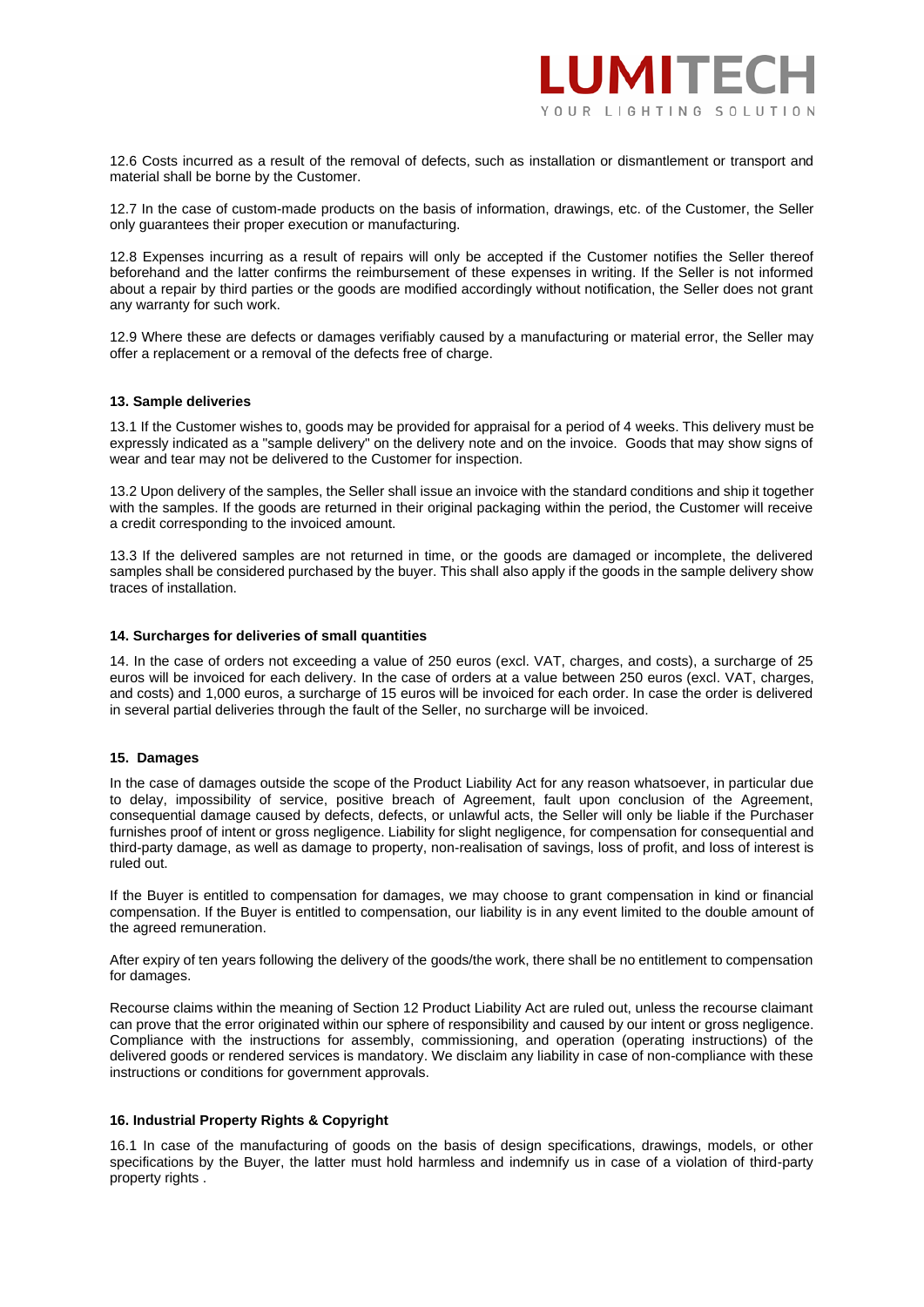12.6 Costs incurred as a result of the removal of defects, such as installation or dismantlement or transport and material shall be borne by the Customer.

12.7 In the case of custom-made products on the basis of information, drawings, etc. of the Customer, the Seller only guarantees their proper execution or manufacturing.

12.8 Expenses incurring as a result of repairs will only be accepted if the Customer notifies the Seller thereof beforehand and the latter confirms the reimbursement of these expenses in writing. If the Seller is not informed about a repair by third parties or the goods are modified accordingly without notification, the Seller does not grant any warranty for such work.

12.9 Where these are defects or damages verifiably caused by a manufacturing or material error, the Seller may offer a replacement or a removal of the defects free of charge.

#### 13. Sample deliveries

13.1 If the Customer wishes to, goods may be provided for appraisal for a period of 4 weeks. This delivery must be expressly indicated as a "sample delivery" on the delivery note and on the invoice. Goods that may show signs of wear and tear may not be delivered to the Customer for inspection.

13.2 Upon delivery of the samples, the Seller shall issue an invoice with the standard conditions and ship it together with the samples. If the goods are returned in their original packaging within the period, the Customer will receive a credit corresponding to the invoiced amount.

13.3 If the delivered samples are not returned in time, or the goods are damaged or incomplete, the delivered samples shall be considered purchased by the buyer. This shall also apply if the goods in the sample delivery show traces of installation.

#### 14. Surcharges for deliveries of small quantities

14. In the case of orders not exceeding a value of 250 euros (excl. VAT, charges, and costs), a surcharge of 25 euros will be invoiced for each delivery. In the case of orders at a value between 250 euros (excl. VAT, charges, and costs) and 1,000 euros, a surcharge of 15 euros will be invoiced for each order. In case the order is delivered in several partial deliveries through the fault of the Seller, no surcharge will be invoiced.

#### 15. Damages

In the case of damages outside the scope of the Product Liability Act for any reason whatsoever, in particular due to delay, impossibility of service, positive breach of Agreement, fault upon conclusion of the Agreement, consequential damage caused by defects, defects, or unlawful acts, the Seller will only be liable if the Purchaser furnishes proof of intent or gross negligence. Liability for slight negligence, for compensation for consequential and third-party damage, as well as damage to property, non-realisation of savings, loss of profit, and loss of interest is ruled out.

If the Buyer is entitled to compensation for damages, we may choose to grant compensation in kind or financial compensation. If the Buyer is entitled to compensation, our liability is in any event limited to the double amount of the agreed remuneration.

After expiry of ten years following the delivery of the goods/the work, there shall be no entitlement to compensation for damages.

Recourse claims within the meaning of Section 12 Product Liability Act are ruled out, unless the recourse claimant can prove that the error originated within our sphere of responsibility and caused by our intent or gross negligence. Compliance with the instructions for assembly, commissioning, and operation (operating instructions) of the delivered goods or rendered services is mandatory. We disclaim any liability in case of non-compliance with these instructions or conditions for government approvals.

#### 16. Industrial Property Rights & Copyright

16.1 In case of the manufacturing of goods on the basis of design specifications, drawings, models, or other specifications by the Buyer, the latter must hold harmless and indemnify us in case of a violation of third-party property rights .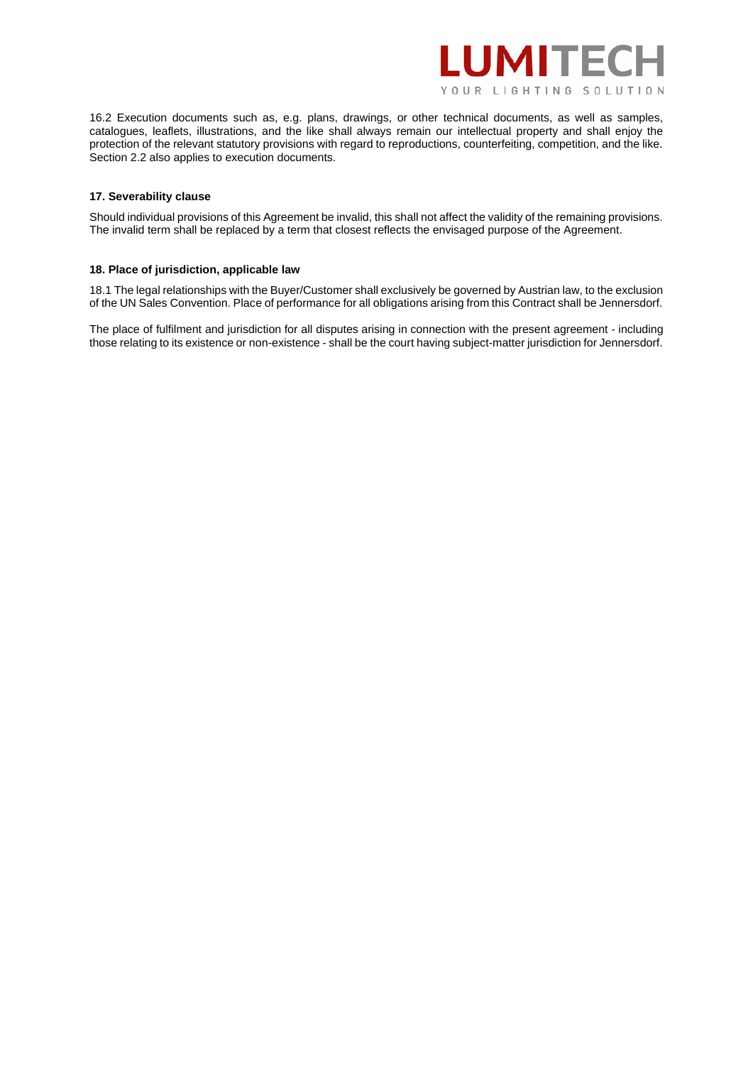16.2 Execution documents such as, e.g. plans, drawings, or other technical documents, as well as samples, catalogues, leaflets, illustrations, and the like shall always remain our intellectual property and shall enjoy the protection of the relevant statutory provisions with regard to reproductions, counterfeiting, competition, and the like. Section 2.2 also applies to execution documents.

### 17. Severability clause

Should individual provisions of this Agreement be invalid, this shall not affect the validity of the remaining provisions. The invalid term shall be replaced by a term that closest reflects the envisaged purpose of the Agreement.

### 18. Place of jurisdiction, applicable law

18.1 The legal relationships with the Buyer/Customer shall exclusively be governed by Austrian law, to the exclusion of the UN Sales Convention. Place of performance for all obligations arising from this Contract shall be Jennersdorf.

The place of fulfilment and jurisdiction for all disputes arising in connection with the present agreement - including those relating to its existence or non-existence - shall be the court having subject-matter jurisdiction for Jennersdorf.